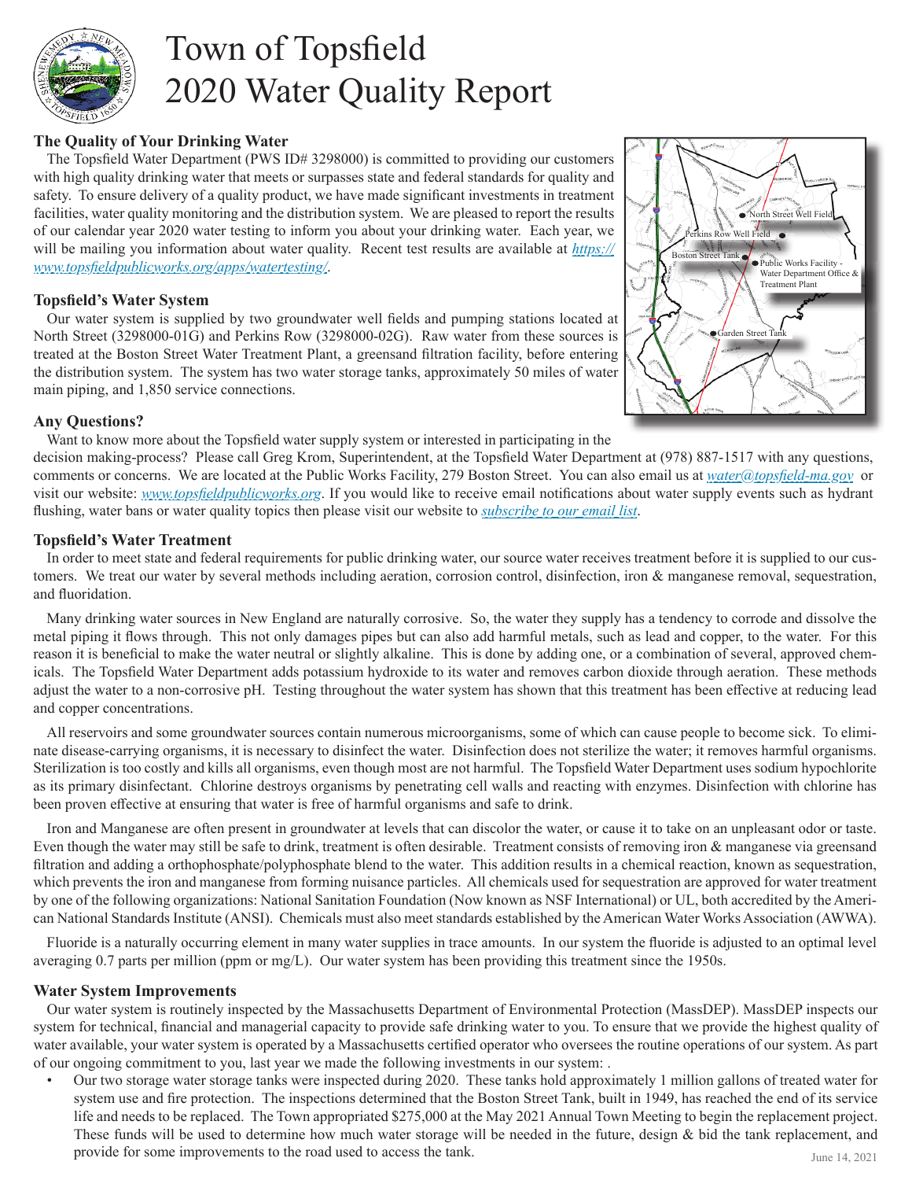# Town of Topsfield 2020 Water Quality Report

## The Quality of Your Drinking Water

The Topsfield Water Department (PWS ID# 3298000) is committed to providing our customers with high quality drinking water that meets or surpasses state and federal standards for quality and safety. To ensure delivery of a quality product, we have made significant investments in treatment facilities, water quality monitoring and the distribution system. We are pleased to report the results of our calendar year 2020 water testing to inform you about your drinking water. Each year, we will be mailing you information about water quality. Recent test results are available at [https://www.topsfieldpublicworks.org/apps/watertesting/](https://www.topsfieldpublicworks.org/apps/watertesting/).

## Topsfield's Water System

Our water system is supplied by two groundwater well fields and pumping stations located at North Street (3298000-01G) and Perkins Row (3298000-02G). Raw water from these sources is treated at the Boston Street Water Treatment Plant, a greensand filtration facility, before entering the distribution system. The system has two water storage tanks, approximately 50 miles of water main piping, and 1,850 service connections.

North Street Well Field
Perkins Row Well Field
Boston Street Tank
Public Works Facility - Water Department Office & Treatment Plant
Garden Street Tank

## Any Questions?

Want to know more about the Topsfield water supply system or interested in participating in the decision making-process? Please call Greg Krom, Superintendent, at the Topsfield Water Department at (978) 887-1517 with any questions, comments or concerns. We are located at the Public Works Facility, 279 Boston Street. You can also email us at [water@topsfield-ma.gov](mailto:water@topsfield-ma.gov) or visit our website: [www.topsfieldpublicworks.org](http://www.topsfieldpublicworks.org). If you would like to receive email notifications about water supply events such as hydrant flushing, water bans or water quality topics then please visit our website to subscribe to our email list.

## Topsfield's Water Treatment

In order to meet state and federal requirements for public drinking water, our source water receives treatment before it is supplied to our customers. We treat our water by several methods including aeration, corrosion control, disinfection, iron & manganese removal, sequestration, and fluoridation.

Many drinking water sources in New England are naturally corrosive. So, the water they supply has a tendency to corrode and dissolve the metal piping it flows through. This not only damages pipes but can also add harmful metals, such as lead and copper, to the water. For this reason it is beneficial to make the water neutral or slightly alkaline. This is done by adding one, or a combination of several, approved chemicals. The Topsfield Water Department adds potassium hydroxide to its water and removes carbon dioxide through aeration. These methods adjust the water to a non-corrosive pH. Testing throughout the water system has shown that this treatment has been effective at reducing lead and copper concentrations.

All reservoirs and some groundwater sources contain numerous microorganisms, some of which can cause people to become sick. To eliminate disease-carrying organisms, it is necessary to disinfect the water. Disinfection does not sterilize the water; it removes harmful organisms. Sterilization is too costly and kills all organisms, even though most are not harmful. The Topsfield Water Department uses sodium hypochlorite as its primary disinfectant. Chlorine destroys organisms by penetrating cell walls and reacting with enzymes. Disinfection with chlorine has been proven effective at ensuring that water is free of harmful organisms and safe to drink.

Iron and Manganese are often present in groundwater at levels that can discolor the water, or cause it to take on an unpleasant odor or taste. Even though the water may still be safe to drink, treatment is often desirable. Treatment consists of removing iron & manganese via greensand filtration and adding a orthophosphate/polyphosphate blend to the water. This addition results in a chemical reaction, known as sequestration, which prevents the iron and manganese from forming nuisance particles. All chemicals used for sequestration are approved for water treatment by one of the following organizations: National Sanitation Foundation (Now known as NSF International) or UL, both accredited by the American National Standards Institute (ANSI). Chemicals must also meet standards established by the American Water Works Association (AWWA).

Fluoride is a naturally occurring element in many water supplies in trace amounts. In our system the fluoride is adjusted to an optimal level averaging 0.7 parts per million (ppm or mg/L). Our water system has been providing this treatment since the 1950s.

## Water System Improvements

Our water system is routinely inspected by the Massachusetts Department of Environmental Protection (MassDEP). MassDEP inspects our system for technical, financial and managerial capacity to provide safe drinking water to you. To ensure that we provide the highest quality of water available, your water system is operated by a Massachusetts certified operator who oversees the routine operations of our system. As part of our ongoing commitment to you, last year we made the following investments in our system: .

- Our two storage water storage tanks were inspected during 2020. These tanks hold approximately 1 million gallons of treated water for system use and fire protection. The inspections determined that the Boston Street Tank, built in 1949, has reached the end of its service life and needs to be replaced. The Town appropriated $275,000 at the May 2021 Annual Town Meeting to begin the replacement project. These funds will be used to determine how much water storage will be needed in the future, design & bid the tank replacement, and provide for some improvements to the road used to access the tank.

June 14, 2021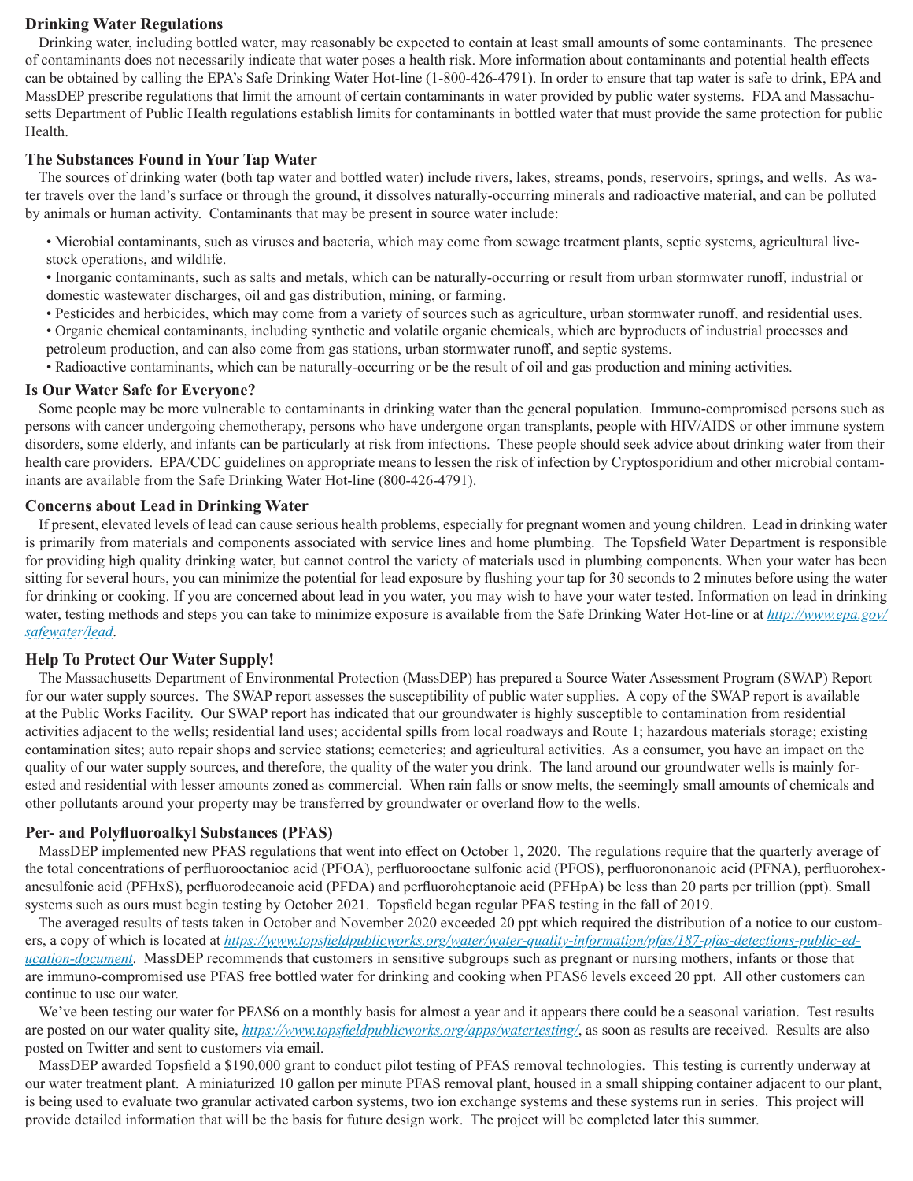## Drinking Water Regulations

Drinking water, including bottled water, may reasonably be expected to contain at least small amounts of some contaminants. The presence of contaminants does not necessarily indicate that water poses a health risk. More information about contaminants and potential health effects can be obtained by calling the EPA's Safe Drinking Water Hot-line (1-800-426-4791). In order to ensure that tap water is safe to drink, EPA and MassDEP prescribe regulations that limit the amount of certain contaminants in water provided by public water systems. FDA and Massachusetts Department of Public Health regulations establish limits for contaminants in bottled water that must provide the same protection for public Health.

## The Substances Found in Your Tap Water

The sources of drinking water (both tap water and bottled water) include rivers, lakes, streams, ponds, reservoirs, springs, and wells. As water travels over the land's surface or through the ground, it dissolves naturally-occurring minerals and radioactive material, and can be polluted by animals or human activity. Contaminants that may be present in source water include:

- Microbial contaminants, such as viruses and bacteria, which may come from sewage treatment plants, septic systems, agricultural livestock operations, and wildlife.
- Inorganic contaminants, such as salts and metals, which can be naturally-occurring or result from urban stormwater runoff, industrial or domestic wastewater discharges, oil and gas distribution, mining, or farming.
- Pesticides and herbicides, which may come from a variety of sources such as agriculture, urban stormwater runoff, and residential uses.
- Organic chemical contaminants, including synthetic and volatile organic chemicals, which are byproducts of industrial processes and petroleum production, and can also come from gas stations, urban stormwater runoff, and septic systems.
- Radioactive contaminants, which can be naturally-occurring or be the result of oil and gas production and mining activities.

## Is Our Water Safe for Everyone?

Some people may be more vulnerable to contaminants in drinking water than the general population. Immuno-compromised persons such as persons with cancer undergoing chemotherapy, persons who have undergone organ transplants, people with HIV/AIDS or other immune system disorders, some elderly, and infants can be particularly at risk from infections. These people should seek advice about drinking water from their health care providers. EPA/CDC guidelines on appropriate means to lessen the risk of infection by Cryptosporidium and other microbial contaminants are available from the Safe Drinking Water Hot-line (800-426-4791).

## Concerns about Lead in Drinking Water

If present, elevated levels of lead can cause serious health problems, especially for pregnant women and young children. Lead in drinking water is primarily from materials and components associated with service lines and home plumbing. The Topsfield Water Department is responsible for providing high quality drinking water, but cannot control the variety of materials used in plumbing components. When your water has been sitting for several hours, you can minimize the potential for lead exposure by flushing your tap for 30 seconds to 2 minutes before using the water for drinking or cooking. If you are concerned about lead in you water, you may wish to have your water tested. Information on lead in drinking water, testing methods and steps you can take to minimize exposure is available from the Safe Drinking Water Hot-line or at *http://www.epa.gov/safewater/lead*.

## Help To Protect Our Water Supply!

The Massachusetts Department of Environmental Protection (MassDEP) has prepared a Source Water Assessment Program (SWAP) Report for our water supply sources. The SWAP report assesses the susceptibility of public water supplies. A copy of the SWAP report is available at the Public Works Facility. Our SWAP report has indicated that our groundwater is highly susceptible to contamination from residential activities adjacent to the wells; residential land uses; accidental spills from local roadways and Route 1; hazardous materials storage; existing contamination sites; auto repair shops and service stations; cemeteries; and agricultural activities. As a consumer, you have an impact on the quality of our water supply sources, and therefore, the quality of the water you drink. The land around our groundwater wells is mainly forested and residential with lesser amounts zoned as commercial. When rain falls or snow melts, the seemingly small amounts of chemicals and other pollutants around your property may be transferred by groundwater or overland flow to the wells.

## Per- and Polyfluoroalkyl Substances (PFAS)

MassDEP implemented new PFAS regulations that went into effect on October 1, 2020. The regulations require that the quarterly average of the total concentrations of perfluorooctanoic acid (PFOA), perfluorooctane sulfonic acid (PFOS), perfluorononanoic acid (PFNA), perfluorohexanesulfonic acid (PFHxS), perfluorodecanoic acid (PFDA) and perfluoroheptanoic acid (PFHpA) be less than 20 parts per trillion (ppt). Small systems such as ours must begin testing by October 2021. Topsfield began regular PFAS testing in the fall of 2019.

The averaged results of tests taken in October and November 2020 exceeded 20 ppt which required the distribution of a notice to our customers, a copy of which is located at *https://www.topsfieldpublicworks.org/water/water-quality-information/pfas/187-pfas-detections-public-education-document*. MassDEP recommends that customers in sensitive subgroups such as pregnant or nursing mothers, infants or those that are immuno-compromised use PFAS free bottled water for drinking and cooking when PFAS6 levels exceed 20 ppt. All other customers can continue to use our water.

We've been testing our water for PFAS6 on a monthly basis for almost a year and it appears there could be a seasonal variation. Test results are posted on our water quality site, *https://www.topsfieldpublicworks.org/apps/watertesting/*, as soon as results are received. Results are also posted on Twitter and sent to customers via email.

MassDEP awarded Topsfield a $190,000 grant to conduct pilot testing of PFAS removal technologies. This testing is currently underway at our water treatment plant. A miniaturized 10 gallon per minute PFAS removal plant, housed in a small shipping container adjacent to our plant, is being used to evaluate two granular activated carbon systems, two ion exchange systems and these systems run in series. This project will provide detailed information that will be the basis for future design work. The project will be completed later this summer.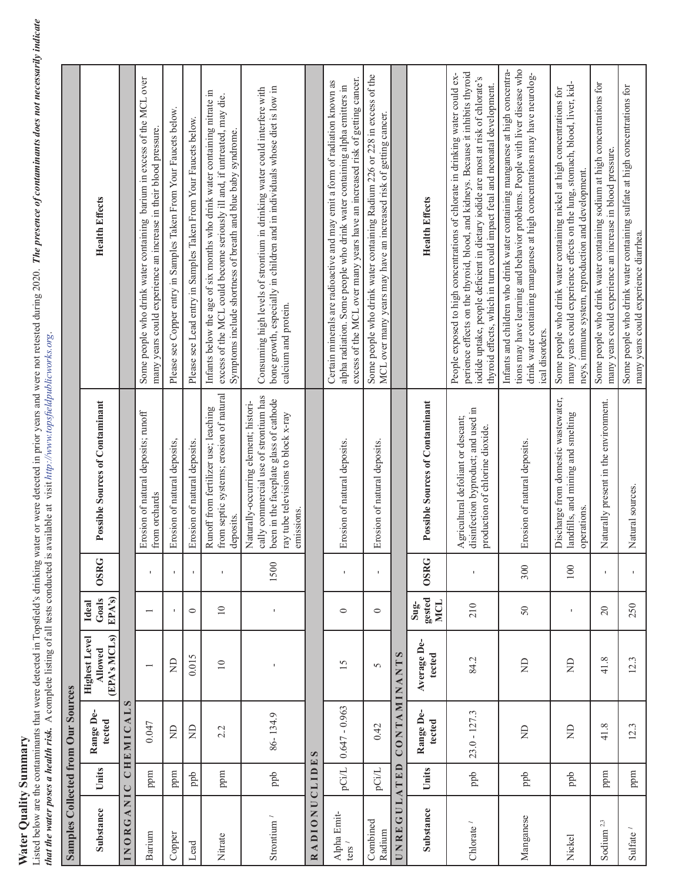# Water Quality Summary

Listed below are the contaminants that were detected in Topsfield's drinking water or were detected in prior years and were not retested during 2020. ***The presence of contaminants does not necessarily indicate that the water poses a health risk.*** A complete listing of all tests conducted is available at visit *http://www.topsfieldpublicworks.org*.

**Samples Collected from Our Sources**

| Substance | Units | Range Detected | Highest Level Allowed (EPA's MCLs) | Ideal Goals (EPA's) | OSRG | Possible Sources of Contaminant | Health Effects |
|---|---|---|---|---|---|---|---|
| **INORGANIC CHEMICALS** | | | | | | | |
| Barium | ppm | 0.047 | 1 | 1 | - | Erosion of natural deposits; runoff from orchards | Some people who drink water containing barium in excess of the MCL over many years could experience an increase in their blood pressure. |
| Copper | ppm | ND | ND | - | - | Erosion of natural deposits, | Please see Copper entry in Samples Taken From Your Faucets below. |
| Lead | ppb | ND | 0.015 | 0 | - | Erosion of natural deposits. | Please see Lead entry in Samples Taken From Your Faucets below. |
| Nitrate | ppm | 2.2 | 10 | 10 | - | Runoff from fertilizer use; leaching from septic systems; erosion of natural deposits. | Infants below the age of six months who drink water containing nitrate in excess of the MCL could become seriously ill and, if untreated, may die. Symptoms include shortness of breath and blue baby syndrome. |
| Strontium [1] | ppb | 86- 134.9 | - | - | 1500 | Naturally-occurring element; historically commercial use of strontium has been in the faceplate glass of cathode ray tube televisions to block x-ray emissions. | Consuming high levels of strontium in drinking water could interfere with bone growth, especially in children and in individuals whose diet is low in calcium and protein. |
| **RADIONUCLIDES** | | | | | | | |
| Alpha Emitters [1] | pCi/L | 0.647 - 0.963 | 15 | 0 | - | Erosion of natural deposits. | Certain minerals are radioactive and may emit a form of radiation known as alpha radiation. Some people who drink water containing alpha emitters in excess of the MCL over many years have an increased risk of getting cancer. |
| Combined Radium | pCi/L | 0.42 | 5 | 0 | - | Erosion of natural deposits. | Some people who drink water containing Radium 226 or 228 in excess of the MCL over many years may have an increased risk of getting cancer. |
| **UNREGULATED CONTAMINANTS** | | | | | | | |
| **Substance** | **Units** | **Range Detected** | **Average Detected** | **Suggested MCL** | **OSRG** | **Possible Sources of Contaminant** | **Health Effects** |
| Chlorate [1] | ppb | 23.0 - 127.3 | 84.2 | 210 | - | Agricultural defoliant or descant; disinfection byproduct; and used in production of chlorine dioxide. | People exposed to high concentrations of chlorate in drinking water could experience effects on the thyroid, blood, and kidneys. Because it inhibits thyroid iodide uptake, people deficient in dietary iodide are most at risk of chlorate's thyroid effects, which in turn could impact fetal and neonatal development. |
| Manganese | ppb | ND | ND | 50 | 300 | Erosion of natural deposits. | Infants and children who drink water containing manganese at high concentrations may have learning and behavior problems. People with liver disease who drink water containing manganese at high concentrations may have neurological disorders. |
| Nickel | ppb | ND | ND | - | 100 | Discharge from domestic wastewater, landfills, and mining and smelting operations. | Some people who drink water containing nickel at high concentrations for many years could experience effects on the lung, stomach, blood, liver, kidneys, immune system, reproduction and development. |
| Sodium [2,3] | ppm | 41.8 | 41.8 | 20 | - | Naturally present in the environment. | Some people who drink water containing sodium at high concentrations for many years could experience an increase in blood pressure. |
| Sulfate [1] | ppm | 12.3 | 12.3 | 250 | - | Natural sources. | Some people who drink water containing sulfate at high concentrations for many years could experience diarrhea. |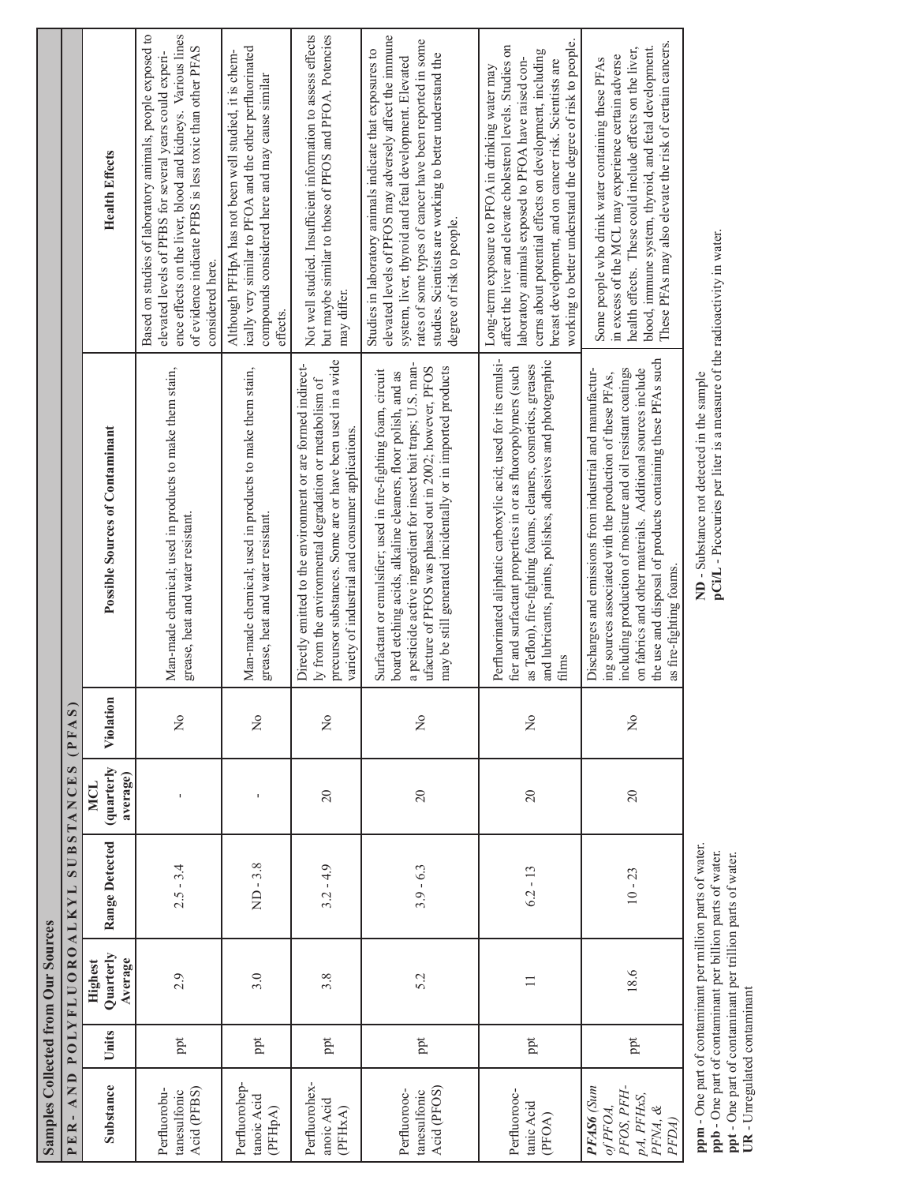## Samples Collected from Our Sources

**PER- AND POLYFLUOROALKYL SUBSTANCES (PFAS)**

| Substance | Units | Highest Quarterly Average | Range Detected | MCL (quarterly average) | Violation | Possible Sources of Contaminant | Health Effects |
|---|---|---|---|---|---|---|---|
| Perfluorobutanesulfonic Acid (PFBS) | ppt | 2.9 | 2.5 - 3.4 | - | No | Man-made chemical; used in products to make them stain, grease, heat and water resistant. | Based on studies of laboratory animals, people exposed to elevated levels of PFBS for several years could experience effects on the liver, blood and kidneys. Various lines of evidence indicate PFBS is less toxic than other PFAS considered here. |
| Perfluoroheptanoic Acid (PFHpA) | ppt | 3.0 | ND - 3.8 | - | No | Man-made chemical; used in products to make them stain, grease, heat and water resistant. | Although PFHpA has not been well studied, it is chemically very similar to PFOA and the other perfluorinated compounds considered here and may cause similar effects. |
| Perfluorohexanoic Acid (PFHxA) | ppt | 3.8 | 3.2 - 4.9 | 20 | No | Directly emitted to the environment or are formed indirectly from the environmental degradation or metabolism of precursor substances. Some are or have been used in a wide variety of industrial and consumer applications. | Not well studied. Insufficient information to assess effects but maybe similar to those of PFOS and PFOA. Potencies may differ. |
| Perfluorooctanesulfonic Acid (PFOS) | ppt | 5.2 | 3.9 - 6.3 | 20 | No | Surfactant or emulsifier; used in fire-fighting foam, circuit board etching acids, alkaline cleaners, floor polish, and as a pesticide active ingredient for insect bait traps; U.S. manufacture of PFOS was phased out in 2002; however, PFOS may be still generated incidentally or in imported products | Studies in laboratory animals indicate that exposures to elevated levels of PFOS may adversely affect the immune system, liver, thyroid and fetal development. Elevated rates of some types of cancer have been reported in some studies. Scientists are working to better understand the degree of risk to people. |
| Perfluorooctanic Acid (PFOA) | ppt | 11 | 6.2 - 13 | 20 | No | Perfluorinated aliphatic carboxylic acid; used for its emulsifier and surfactant properties in or as fluoropolymers (such as Teflon), fire-fighting foams, cleaners, cosmetics, greases and lubricants, paints, polishes, adhesives and photographic films | Long-term exposure to PFOA in drinking water may affect the liver and elevate cholesterol levels. Studies on laboratory animals exposed to PFOA have raised concerns about potential effects on development, including breast development, and on cancer risk. Scientists are working to better understand the degree of risk to people. |
| ***PFAS6*** *(Sum of PFOA, PFOS, PFHpA, PFHxS, PFNA, & PFDA)* | ppt | 18.6 | 10 - 23 | 20 | No | Discharges and emissions from industrial and manufacturing sources associated with the production of these PFAs, including production of moisture and oil resistant coatings on fabrics and other materials. Additional sources include the use and disposal of products containing these PFAs such as fire-fighting foams. | Some people who drink water containing these PFAs in excess of the MCL may experience certain adverse health effects. These could include effects on the liver, blood, immune system, thyroid, and fetal development. These PFAs may also elevate the risk of certain cancers. |

**ppm** - One part of contaminant per million parts of water.
**ppb** - One part of contaminant per billion parts of water.
**ppt** - One part of contaminant per trillion parts of water.
**UR** - Unregulated contaminant

**ND** - Substance not detected in the sample
**pCi/L** - Picocuries per liter is a measure of the radioactivity in water.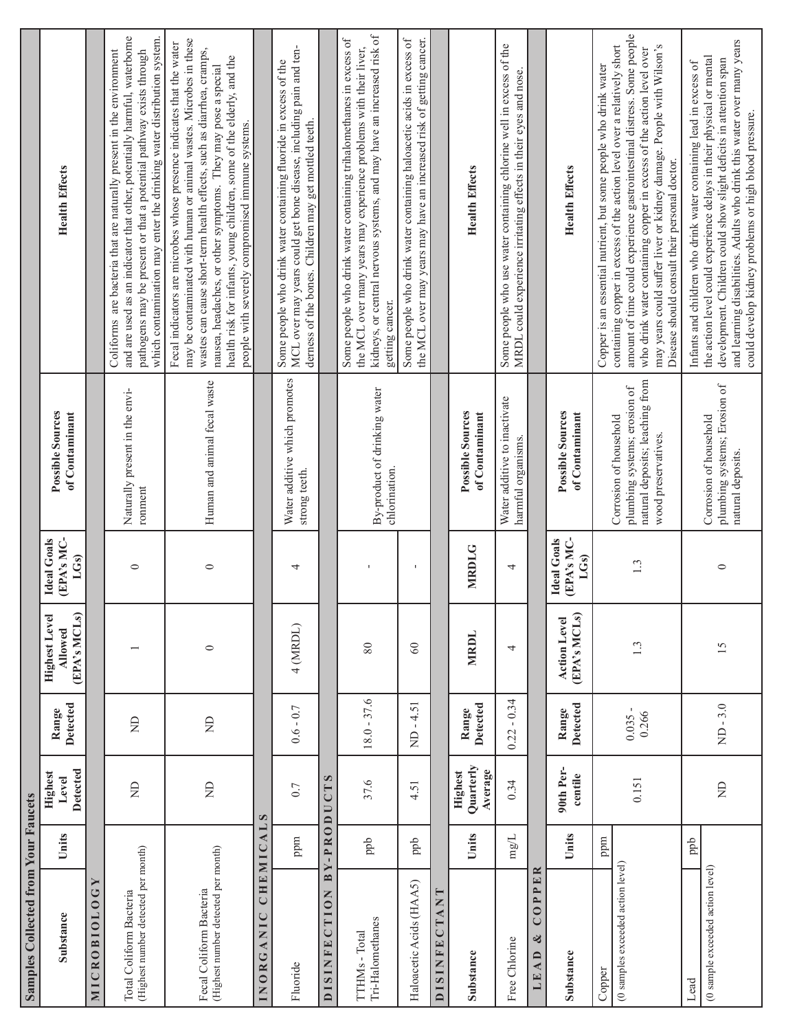## Samples Collected from Your Faucets

| Substance | Units | Highest Level Detected | Range Detected | Highest Level Allowed (EPA's MCLs) | Ideal Goals (EPA's MCLGs) | Possible Sources of Contaminant | Health Effects |
|---|---|---|---|---|---|---|---|
| **MICROBIOLOGY** | | | | | | | |
| Total Coliform Bacteria (Highest number detected per month) | | ND | ND | 1 | 0 | Naturally present in the environment | Coliforms are bacteria that are naturally present in the environment and are used as an indicator that other, potentially harmful, waterborne pathogens may be present or that a potential pathway exists through which contamination may enter the drinking water distribution system. |
| Fecal Coliform Bacteria (Highest number detected per month) | | ND | ND | 0 | 0 | Human and animal fecal waste | Fecal indicators are microbes whose presence indicates that the water may be contaminated with human or animal wastes. Microbes in these wastes can cause short-term health effects, such as diarrhea, cramps, nausea, headaches, or other symptoms. They may pose a special health risk for infants, young children, some of the elderly, and the people with severely compromised immune systems. |
| **INORGANIC CHEMICALS** | | | | | | | |
| Fluoride | ppm | 0.7 | 0.6 - 0.7 | 4 (MRDL) | 4 | Water additive which promotes strong teeth. | Some people who drink water containing fluoride in excess of the MCL over may years could get bone disease, including pain and tenderness of the bones. Children may get mottled teeth. |
| **DISINFECTION BY-PRODUCTS** | | | | | | | |
| TTHMs - Total Tri-Halomethanes | ppb | 37.6 | 18.0 - 37.6 | 80 | - | By-product of drinking water chlorination. | Some people who drink water containing trihalomethanes in excess of the MCL over many years may experience problems with their liver, kidneys, or central nervous systems, and may have an increased risk of getting cancer. |
| Haloacetic Acids (HAA5) | ppb | 4.51 | ND - 4.51 | 60 | - | By-product of drinking water chlorination. | Some people who drink water containing haloacetic acids in excess of the MCL over may years may have an increased risk of getting cancer. |
| **DISINFECTANT** | | | | | | | |
| **Substance** | **Units** | **Highest Quarterly Average** | **Range Detected** | **MRDL** | **MRDLG** | **Possible Sources of Contaminant** | **Health Effects** |
| Free Chlorine | mg/L | 0.34 | 0.22 - 0.34 | 4 | 4 | Water additive to inactivate harmful organisms. | Some people who use water containing chlorine well in excess of the MRDL could experience irritating effects in their eyes and nose. |
| **LEAD & COPPER** | | | | | | | |
| **Substance** | **Units** | **90th Percentile** | **Range Detected** | **Action Level (EPA's MCLs)** | **Ideal Goals (EPA's MCLGs)** | **Possible Sources of Contaminant** | **Health Effects** |
| Copper (0 samples exceeded action level) | ppm | 0.151 | 0.035 - 0.266 | 1.3 | 1.3 | Corrosion of household plumbing systems; erosion of natural deposits; leaching from wood preservatives. | Copper is an essential nutrient, but some people who drink water containing copper in excess of the action level over a relatively short amount of time could experience gastrointestinal distress. Some people who drink water containing copper in excess of the action level over may years could suffer liver or kidney damage. People with Wilson's Disease should consult their personal doctor. |
| Lead (0 sample exceeded action level) | ppb | ND | ND - 3.0 | 15 | 0 | Corrosion of household plumbing systems; Erosion of natural deposits. | Infants and children who drink water containing lead in excess of the action level could experience delays in their physical or mental development. Children could show slight deficits in attention span and learning disabilities. Adults who drink this water over many years could develop kidney problems or high blood pressure. |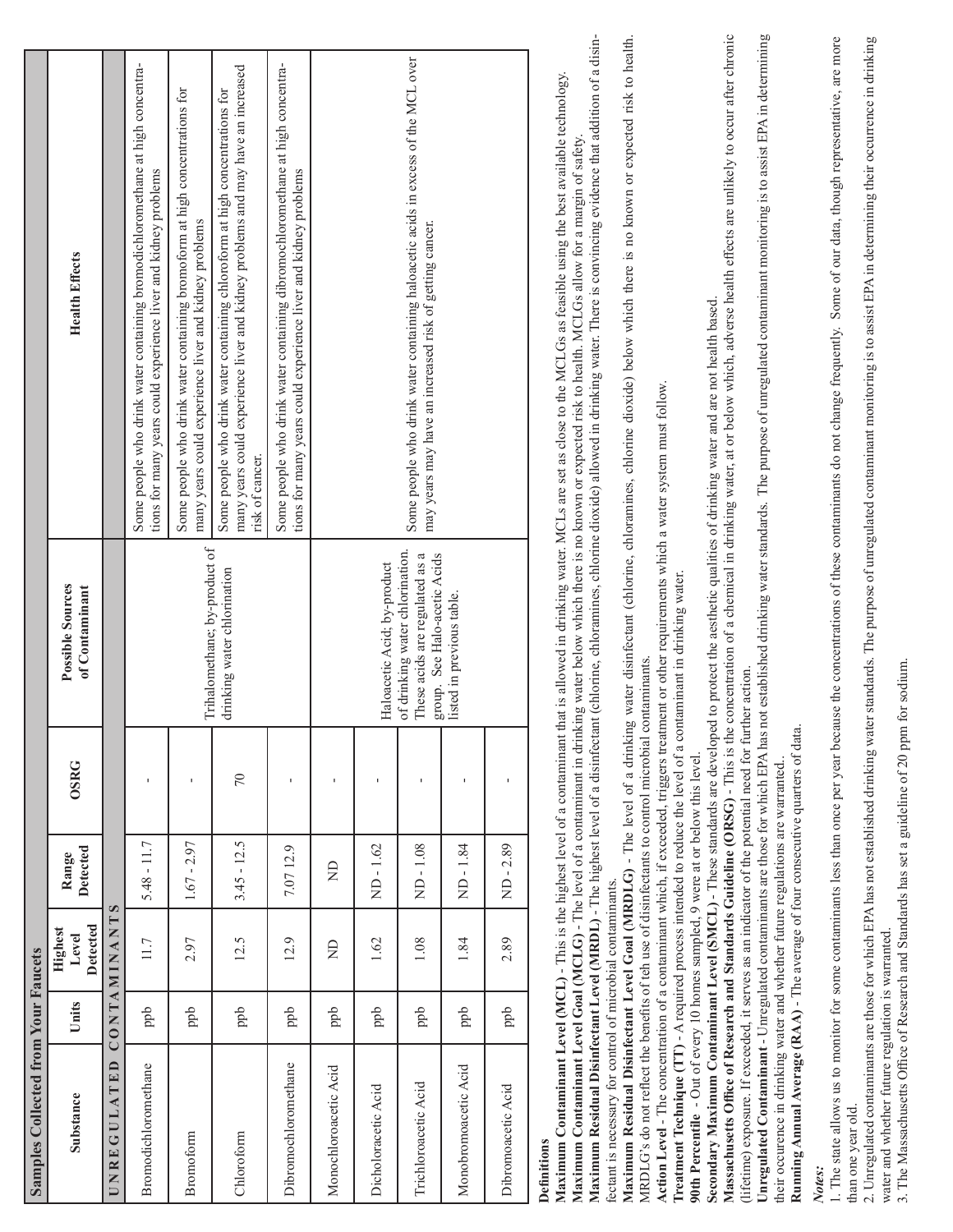| Samples Collected from Your Faucets | | | | | | | |
|---|---|---|---|---|---|---|---|
| Substance | Units | Highest Level Detected | Range Detected | OSRG | Possible Sources of Contaminant | Health Effects |
| UNREGULATED CONTAMINANTS | | | | | | |
| Bromodichloromethane | ppb | 11.7 | 5.48 - 11.7 | - | Trihalomethane; by-product of drinking water chlorination | Some people who drink water containing bromodichloromethane at high concentrations for many years could experience liver and kidney problems |
| Bromoform | ppb | 2.97 | 1.67 - 2.97 | - | | Some people who drink water containing bromoform at high concentrations for many years could experience liver and kidney problems |
| Chloroform | ppb | 12.5 | 3.45 - 12.5 | 70 | | Some people who drink water containing chloroform at high concentrations for many years could experience liver and kidney problems and may have an increased risk of cancer. |
| Dibromochloromethane | ppb | 12.9 | 7.07 12.9 | - | | Some people who drink water containing dibromochloromethane at high concentrations for many years could experience liver and kidney problems |
| Monochloroacetic Acid | ppb | ND | ND | - | Haloacetic Acid; by-product of drinking water chlorination. These acids are regulated as a group. See Halo-acetic Acids listed in previous table. | Some people who drink water containing haloacetic acids in excess of the MCL over may years may have an increased risk of getting cancer. |
| Dicholoracetic Acid | ppb | 1.62 | ND - 1.62 | - | | |
| Trichloroacetic Acid | ppb | 1.08 | ND - 1.08 | - | | |
| Monobromoacetic Acid | ppb | 1.84 | ND - 1.84 | - | | |
| Dibromoacetic Acid | ppb | 2.89 | ND - 2.89 | - | | |

**Definitions**

**Maximum Contaminant Level (MCL)** - This is the highest level of a contaminant that is allowed in drinking water. MCLs are set as close to the MCLGs as feasible using the best available technology.
**Maximum Contaminant Level Goal (MCLG)** - The level of a contaminant in drinking water below which there is no known or expected risk to health. MCLGs allow for a margin of safety.
**Maximum Residual Disinfectant Level (MRDL)** - The highest level of a disinfectant (chlorine, chloramines, chlorine dioxide) allowed in drinking water. There is convincing evidence that addition of a disinfectant is necessary for control of microbial contaminants.
**Maximum Residual Disinfectant Level Goal (MRDLG)** - The level of a drinking water disinfectant (chlorine, chloramines, chlorine dioxide) below which there is no known or expected risk to health. MRDLG's do not reflect the benefits of teh use of disinfectants to control microbial contaminants.
**Action Level** - The concentration of a contaminant which, if exceeded, triggers treatment or other requirements which a water system must follow.
**Treatment Technique (TT)** - A required process intended to reduce the level of a contaminant in drinking water.
**90th Percentile** - Out of every 10 homes sampled, 9 were at or below this level.
**Secondary Maximum Contaminant Level (SMCL)** - These standards are developed to protect the aesthetic qualities of drinking water and are not health based.
**Massachusetts Office of Research and Standards Guideline (ORSG)** - This is the concentration of a chemical in drinking water, at or below which, adverse health effects are unlikely to occur after chronic (lifetime) exposure. If exceeded, it serves as an indicator of the potential need for further action.
**Unregulated Contaminant** - Unregulated contaminants are those for which EPA has not established drinking water standards. The purpose of unregulated contaminant monitoring is to assist EPA in determining their occurence in drinking water and whether future regulations are warranted.
**Running Annual Average (RAA)** - The average of four consecutive quarters of data.

***Notes:***

1. The state allows us to monitor for some contaminants less than once per year because the concentrations of these contaminants do not change frequently. Some of our data, though representative, are more than one year old.
2. Unregulated contaminants are those for which EPA has not established drinking water standards. The purpose of unregulated contaminant monitoring is to assist EPA in determining their occurrence in drinking water and whether future regulation is warranted.
3. The Massachusetts Office of Research and Standards has set a guideline of 20 ppm for sodium.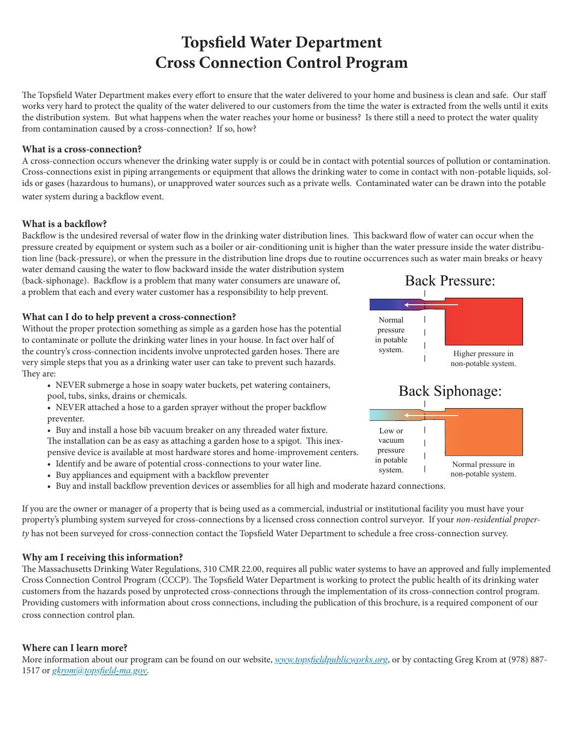# Topsfield Water Department
# Cross Connection Control Program

The Topsfield Water Department makes every effort to ensure that the water delivered to your home and business is clean and safe. Our staff works very hard to protect the quality of the water delivered to our customers from the time the water is extracted from the wells until it exits the distribution system. But what happens when the water reaches your home or business? Is there still a need to protect the water quality from contamination caused by a cross-connection? If so, how?

**What is a cross-connection?**

A cross-connection occurs whenever the drinking water supply is or could be in contact with potential sources of pollution or contamination. Cross-connections exist in piping arrangements or equipment that allows the drinking water to come in contact with non-potable liquids, solids or gases (hazardous to humans), or unapproved water sources such as a private wells. Contaminated water can be drawn into the potable water system during a backflow event.

**What is a backflow?**

Backflow is the undesired reversal of water flow in the drinking water distribution lines. This backward flow of water can occur when the pressure created by equipment or system such as a boiler or air-conditioning unit is higher than the water pressure inside the water distribution line (back-pressure), or when the pressure in the distribution line drops due to routine occurrences such as water main breaks or heavy water demand causing the water to flow backward inside the water distribution system (back-siphonage). Backflow is a problem that many water consumers are unaware of, a problem that each and every water customer has a responsibility to help prevent.

Back Pressure:

Normal pressure in potable system.

Higher pressure in non-potable system.

Back Siphonage:

Low or vacuum pressure in potable system.

Normal pressure in non-potable system.

**What can I do to help prevent a cross-connection?**

Without the proper protection something as simple as a garden hose has the potential to contaminate or pollute the drinking water lines in your house. In fact over half of the country's cross-connection incidents involve unprotected garden hoses. There are very simple steps that you as a drinking water user can take to prevent such hazards. They are:

- NEVER submerge a hose in soapy water buckets, pet watering containers, pool, tubs, sinks, drains or chemicals.
- NEVER attached a hose to a garden sprayer without the proper backflow preventer.
- Buy and install a hose bib vacuum breaker on any threaded water fixture. The installation can be as easy as attaching a garden hose to a spigot. This inexpensive device is available at most hardware stores and home-improvement centers.
- Identify and be aware of potential cross-connections to your water line.
- Buy appliances and equipment with a backflow preventer
- Buy and install backflow prevention devices or assemblies for all high and moderate hazard connections.

If you are the owner or manager of a property that is being used as a commercial, industrial or institutional facility you must have your property's plumbing system surveyed for cross-connections by a licensed cross connection control surveyor. If your *non-residential property* has not been surveyed for cross-connection contact the Topsfield Water Department to schedule a free cross-connection survey.

**Why am I receiving this information?**

The Massachusetts Drinking Water Regulations, 310 CMR 22.00, requires all public water systems to have an approved and fully implemented Cross Connection Control Program (CCCP). The Topsfield Water Department is working to protect the public health of its drinking water customers from the hazards posed by unprotected cross-connections through the implementation of its cross-connection control program. Providing customers with information about cross connections, including the publication of this brochure, is a required component of our cross connection control plan.

**Where can I learn more?**

More information about our program can be found on our website, *www.topsfieldpublicworks.org*, or by contacting Greg Krom at (978) 887-1517 or *gkrom@topsfield-ma.gov*.